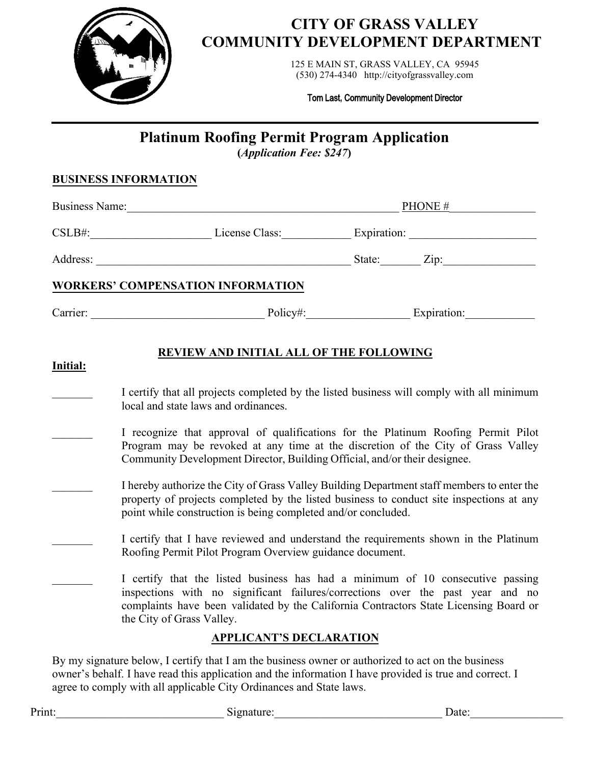# CITY OF GRASS VALLEY
# COMMUNITY DEVELOPMENT DEPARTMENT

125 E MAIN ST, GRASS VALLEY, CA 95945
(530) 274-4340 http://cityofgrassvalley.com

Tom Last, Community Development Director

---

## Platinum Roofing Permit Program Application

**(*Application Fee: $247*)**

**BUSINESS INFORMATION**

Business Name:__________________________________________ PHONE #______________

CSLB#:____________________ License Class:___________ Expiration: ____________________

Address: ________________________________________ State:_______ Zip:________________

**WORKERS' COMPENSATION INFORMATION**

Carrier: ____________________________ Policy#:_________________ Expiration:____________

**REVIEW AND INITIAL ALL OF THE FOLLOWING**

**Initial:**

_______ I certify that all projects completed by the listed business will comply with all minimum local and state laws and ordinances.

_______ I recognize that approval of qualifications for the Platinum Roofing Permit Pilot Program may be revoked at any time at the discretion of the City of Grass Valley Community Development Director, Building Official, and/or their designee.

_______ I hereby authorize the City of Grass Valley Building Department staff members to enter the property of projects completed by the listed business to conduct site inspections at any point while construction is being completed and/or concluded.

_______ I certify that I have reviewed and understand the requirements shown in the Platinum Roofing Permit Pilot Program Overview guidance document.

_______ I certify that the listed business has had a minimum of 10 consecutive passing inspections with no significant failures/corrections over the past year and no complaints have been validated by the California Contractors State Licensing Board or the City of Grass Valley.

**APPLICANT'S DECLARATION**

By my signature below, I certify that I am the business owner or authorized to act on the business owner's behalf. I have read this application and the information I have provided is true and correct. I agree to comply with all applicable City Ordinances and State laws.

Print:____________________________ Signature:____________________________ Date:_______________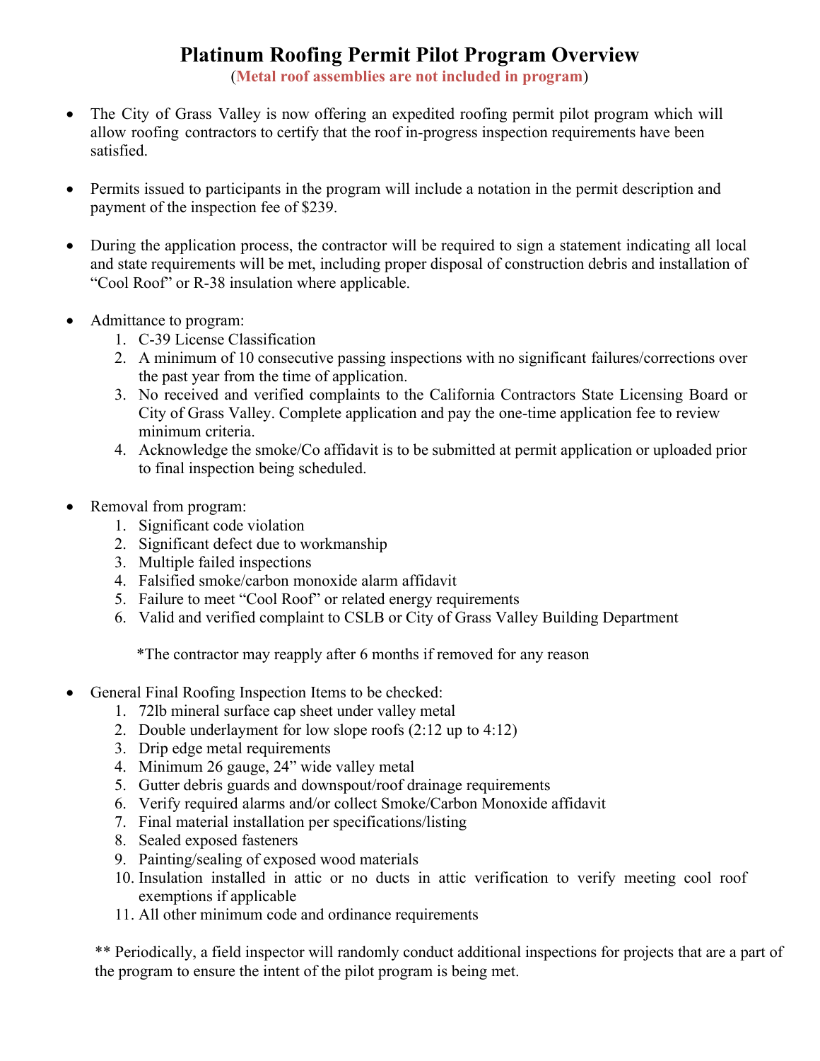# Platinum Roofing Permit Pilot Program Overview

(**Metal roof assemblies are not included in program**)

- The City of Grass Valley is now offering an expedited roofing permit pilot program which will allow roofing contractors to certify that the roof in-progress inspection requirements have been satisfied.

- Permits issued to participants in the program will include a notation in the permit description and payment of the inspection fee of $239.

- During the application process, the contractor will be required to sign a statement indicating all local and state requirements will be met, including proper disposal of construction debris and installation of "Cool Roof" or R-38 insulation where applicable.

- Admittance to program:
    1. C-39 License Classification
    2. A minimum of 10 consecutive passing inspections with no significant failures/corrections over the past year from the time of application.
    3. No received and verified complaints to the California Contractors State Licensing Board or City of Grass Valley. Complete application and pay the one-time application fee to review minimum criteria.
    4. Acknowledge the smoke/Co affidavit is to be submitted at permit application or uploaded prior to final inspection being scheduled.

- Removal from program:
    1. Significant code violation
    2. Significant defect due to workmanship
    3. Multiple failed inspections
    4. Falsified smoke/carbon monoxide alarm affidavit
    5. Failure to meet "Cool Roof" or related energy requirements
    6. Valid and verified complaint to CSLB or City of Grass Valley Building Department

    *The contractor may reapply after 6 months if removed for any reason

- General Final Roofing Inspection Items to be checked:
    1. 72lb mineral surface cap sheet under valley metal
    2. Double underlayment for low slope roofs (2:12 up to 4:12)
    3. Drip edge metal requirements
    4. Minimum 26 gauge, 24" wide valley metal
    5. Gutter debris guards and downspout/roof drainage requirements
    6. Verify required alarms and/or collect Smoke/Carbon Monoxide affidavit
    7. Final material installation per specifications/listing
    8. Sealed exposed fasteners
    9. Painting/sealing of exposed wood materials
    10. Insulation installed in attic or no ducts in attic verification to verify meeting cool roof exemptions if applicable
    11. All other minimum code and ordinance requirements

** Periodically, a field inspector will randomly conduct additional inspections for projects that are a part of the program to ensure the intent of the pilot program is being met.